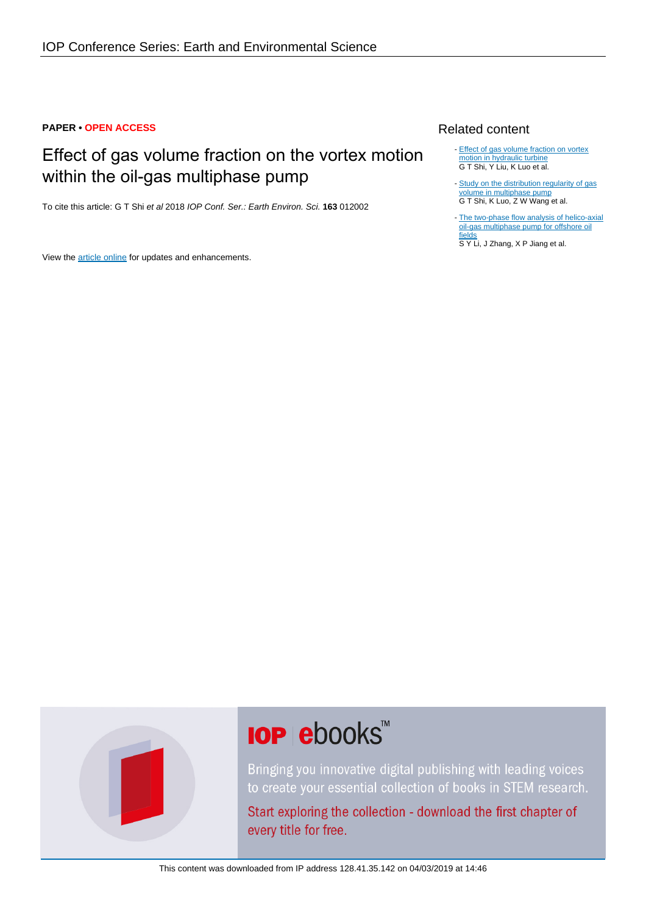IOP Conference Series: Earth and Environmental Science

**PAPER** • **OPEN ACCESS**

# Effect of gas volume fraction on the vortex motion within the oil-gas multiphase pump

To cite this article: G T Shi *et al* 2018 *IOP Conf. Ser.: Earth Environ. Sci.* **163** 012002

View the article online for updates and enhancements.

## Related content

- Effect of gas volume fraction on vortex motion in hydraulic turbine
G T Shi, Y Liu, K Luo et al.

- Study on the distribution regularity of gas volume in multiphase pump
G T Shi, K Luo, Z W Wang et al.

- The two-phase flow analysis of helico-axial oil-gas multiphase pump for offshore oil fields
S Y Li, J Zhang, X P Jiang et al.

IOP ebooks™

Bringing you innovative digital publishing with leading voices to create your essential collection of books in STEM research.

Start exploring the collection - download the first chapter of every title for free.

This content was downloaded from IP address 128.41.35.142 on 04/03/2019 at 14:46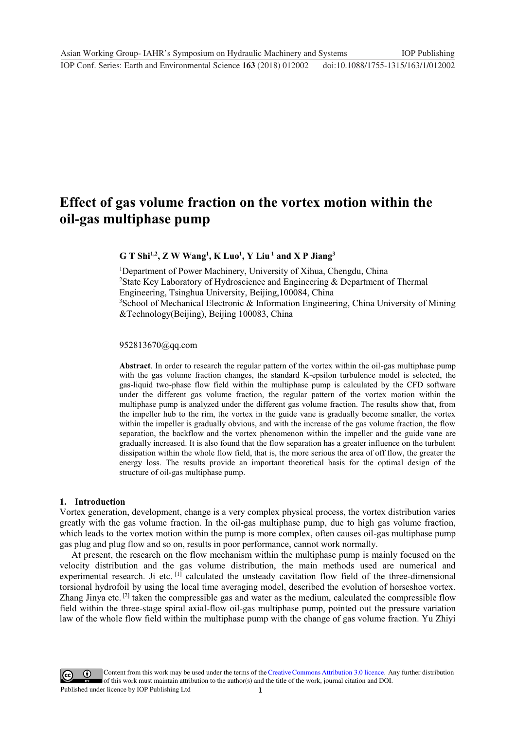# Effect of gas volume fraction on the vortex motion within the oil-gas multiphase pump

**G T Shi[1,2], Z W Wang[1], K Luo[1], Y Liu[1] and X P Jiang[3]**

[1]Department of Power Machinery, University of Xihua, Chengdu, China
[2]State Key Laboratory of Hydroscience and Engineering & Department of Thermal Engineering, Tsinghua University, Beijing,100084, China
[3]School of Mechanical Electronic & Information Engineering, China University of Mining &Technology(Beijing), Beijing 100083, China

952813670@qq.com

**Abstract**. In order to research the regular pattern of the vortex within the oil-gas multiphase pump with the gas volume fraction changes, the standard K-epsilon turbulence model is selected, the gas-liquid two-phase flow field within the multiphase pump is calculated by the CFD software under the different gas volume fraction, the regular pattern of the vortex motion within the multiphase pump is analyzed under the different gas volume fraction. The results show that, from the impeller hub to the rim, the vortex in the guide vane is gradually become smaller, the vortex within the impeller is gradually obvious, and with the increase of the gas volume fraction, the flow separation, the backflow and the vortex phenomenon within the impeller and the guide vane are gradually increased. It is also found that the flow separation has a greater influence on the turbulent dissipation within the whole flow field, that is, the more serious the area of off flow, the greater the energy loss. The results provide an important theoretical basis for the optimal design of the structure of oil-gas multiphase pump.

## 1. Introduction

Vortex generation, development, change is a very complex physical process, the vortex distribution varies greatly with the gas volume fraction. In the oil-gas multiphase pump, due to high gas volume fraction, which leads to the vortex motion within the pump is more complex, often causes oil-gas multiphase pump gas plug and plug flow and so on, results in poor performance, cannot work normally.

At present, the research on the flow mechanism within the multiphase pump is mainly focused on the velocity distribution and the gas volume distribution, the main methods used are numerical and experimental research. Ji etc. [1] calculated the unsteady cavitation flow field of the three-dimensional torsional hydrofoil by using the local time averaging model, described the evolution of horseshoe vortex. Zhang Jinya etc. [2] taken the compressible gas and water as the medium, calculated the compressible flow field within the three-stage spiral axial-flow oil-gas multiphase pump, pointed out the pressure variation law of the whole flow field within the multiphase pump with the change of gas volume fraction. Yu Zhiyi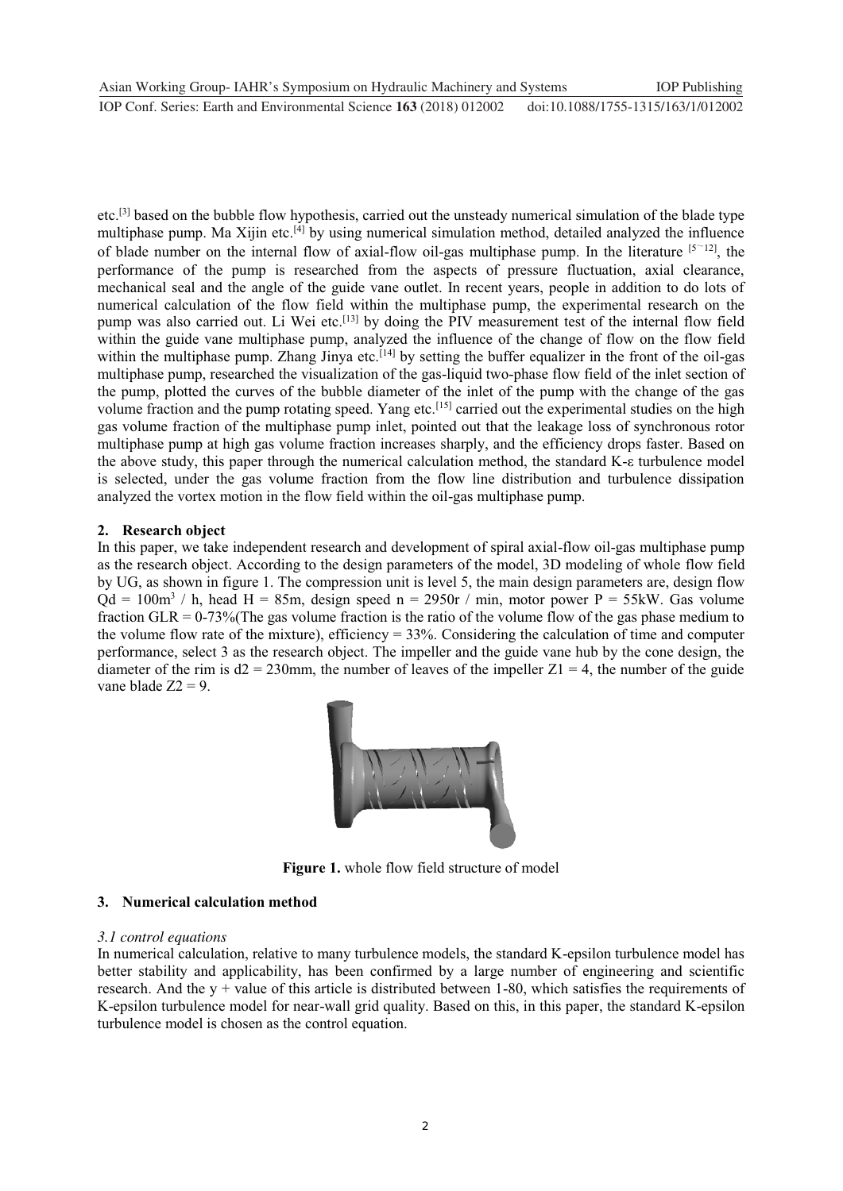etc.[3] based on the bubble flow hypothesis, carried out the unsteady numerical simulation of the blade type multiphase pump. Ma Xijin etc.[4] by using numerical simulation method, detailed analyzed the influence of blade number on the internal flow of axial-flow oil-gas multiphase pump. In the literature [5~12], the performance of the pump is researched from the aspects of pressure fluctuation, axial clearance, mechanical seal and the angle of the guide vane outlet. In recent years, people in addition to do lots of numerical calculation of the flow field within the multiphase pump, the experimental research on the pump was also carried out. Li Wei etc.[13] by doing the PIV measurement test of the internal flow field within the guide vane multiphase pump, analyzed the influence of the change of flow on the flow field within the multiphase pump. Zhang Jinya etc.[14] by setting the buffer equalizer in the front of the oil-gas multiphase pump, researched the visualization of the gas-liquid two-phase flow field of the inlet section of the pump, plotted the curves of the bubble diameter of the inlet of the pump with the change of the gas volume fraction and the pump rotating speed. Yang etc.[15] carried out the experimental studies on the high gas volume fraction of the multiphase pump inlet, pointed out that the leakage loss of synchronous rotor multiphase pump at high gas volume fraction increases sharply, and the efficiency drops faster. Based on the above study, this paper through the numerical calculation method, the standard K-ε turbulence model is selected, under the gas volume fraction from the flow line distribution and turbulence dissipation analyzed the vortex motion in the flow field within the oil-gas multiphase pump.

## 2. Research object

In this paper, we take independent research and development of spiral axial-flow oil-gas multiphase pump as the research object. According to the design parameters of the model, 3D modeling of whole flow field by UG, as shown in figure 1. The compression unit is level 5, the main design parameters are, design flow $Qd = 100m^3 / h$, head $H = 85m$, design speed $n = 2950r / min$, motor power $P = 55kW$. Gas volume fraction GLR = 0-73%(The gas volume fraction is the ratio of the volume flow of the gas phase medium to the volume flow rate of the mixture), efficiency = 33%. Considering the calculation of time and computer performance, select 3 as the research object. The impeller and the guide vane hub by the cone design, the diameter of the rim is $d2 = 230mm$, the number of leaves of the impeller $Z1 = 4$, the number of the guide vane blade $Z2 = 9$.

**Figure 1.** whole flow field structure of model

## 3. Numerical calculation method

### *3.1 control equations*

In numerical calculation, relative to many turbulence models, the standard K-epsilon turbulence model has better stability and applicability, has been confirmed by a large number of engineering and scientific research. And the y + value of this article is distributed between 1-80, which satisfies the requirements of K-epsilon turbulence model for near-wall grid quality. Based on this, in this paper, the standard K-epsilon turbulence model is chosen as the control equation.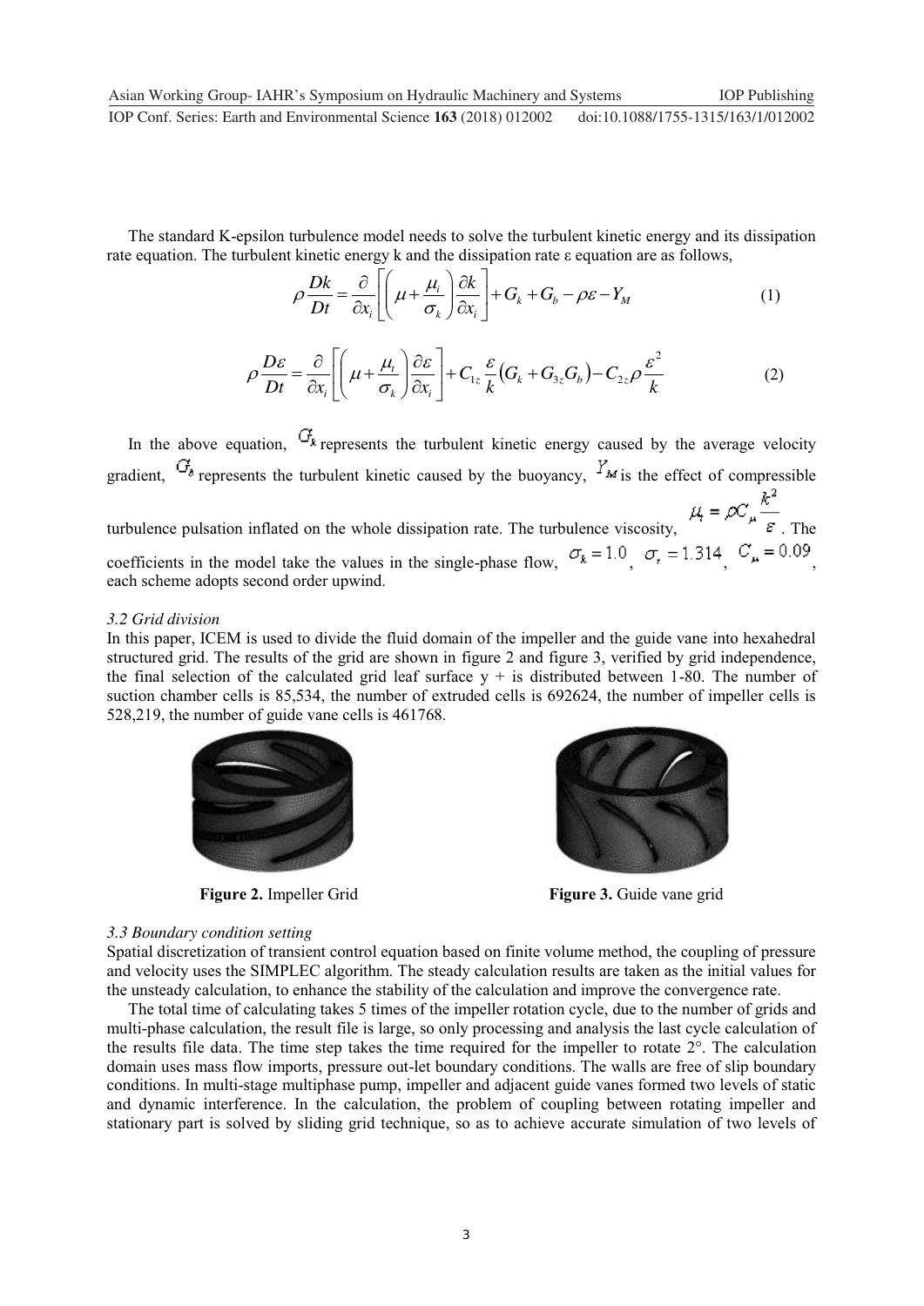The standard K-epsilon turbulence model needs to solve the turbulent kinetic energy and its dissipation rate equation. The turbulent kinetic energy k and the dissipation rate ε equation are as follows,

$$\rho \frac{Dk}{Dt} = \frac{\partial}{\partial x_i}\left[\left(\mu + \frac{\mu_i}{\sigma_k}\right)\frac{\partial k}{\partial x_i}\right] + G_k + G_b - \rho\varepsilon - Y_M \tag{1}$$

$$\rho \frac{D\varepsilon}{Dt} = \frac{\partial}{\partial x_i}\left[\left(\mu + \frac{\mu_t}{\sigma_k}\right)\frac{\partial \varepsilon}{\partial x_i}\right] + C_{1z}\frac{\varepsilon}{k}\left(G_k + G_{3z}G_b\right) - C_{2z}\rho\frac{\varepsilon^2}{k} \tag{2}$$

In the above equation, $G_k$ represents the turbulent kinetic energy caused by the average velocity gradient, $G_b$ represents the turbulent kinetic caused by the buoyancy, $Y_M$ is the effect of compressible turbulence pulsation inflated on the whole dissipation rate. The turbulence viscosity, $\mu_t = \rho C_\mu \frac{k^2}{\varepsilon}$. The coefficients in the model take the values in the single-phase flow, $\sigma_k = 1.0$, $\sigma_\tau = 1.314$, $C_\mu = 0.09$, each scheme adopts second order upwind.

### *3.2 Grid division*

In this paper, ICEM is used to divide the fluid domain of the impeller and the guide vane into hexahedral structured grid. The results of the grid are shown in figure 2 and figure 3, verified by grid independence, the final selection of the calculated grid leaf surface y + is distributed between 1-80. The number of suction chamber cells is 85,534, the number of extruded cells is 692624, the number of impeller cells is 528,219, the number of guide vane cells is 461768.

**Figure 2.** Impeller Grid

**Figure 3.** Guide vane grid

### *3.3 Boundary condition setting*

Spatial discretization of transient control equation based on finite volume method, the coupling of pressure and velocity uses the SIMPLEC algorithm. The steady calculation results are taken as the initial values for the unsteady calculation, to enhance the stability of the calculation and improve the convergence rate.

The total time of calculating takes 5 times of the impeller rotation cycle, due to the number of grids and multi-phase calculation, the result file is large, so only processing and analysis the last cycle calculation of the results file data. The time step takes the time required for the impeller to rotate 2°. The calculation domain uses mass flow imports, pressure out-let boundary conditions. The walls are free of slip boundary conditions. In multi-stage multiphase pump, impeller and adjacent guide vanes formed two levels of static and dynamic interference. In the calculation, the problem of coupling between rotating impeller and stationary part is solved by sliding grid technique, so as to achieve accurate simulation of two levels of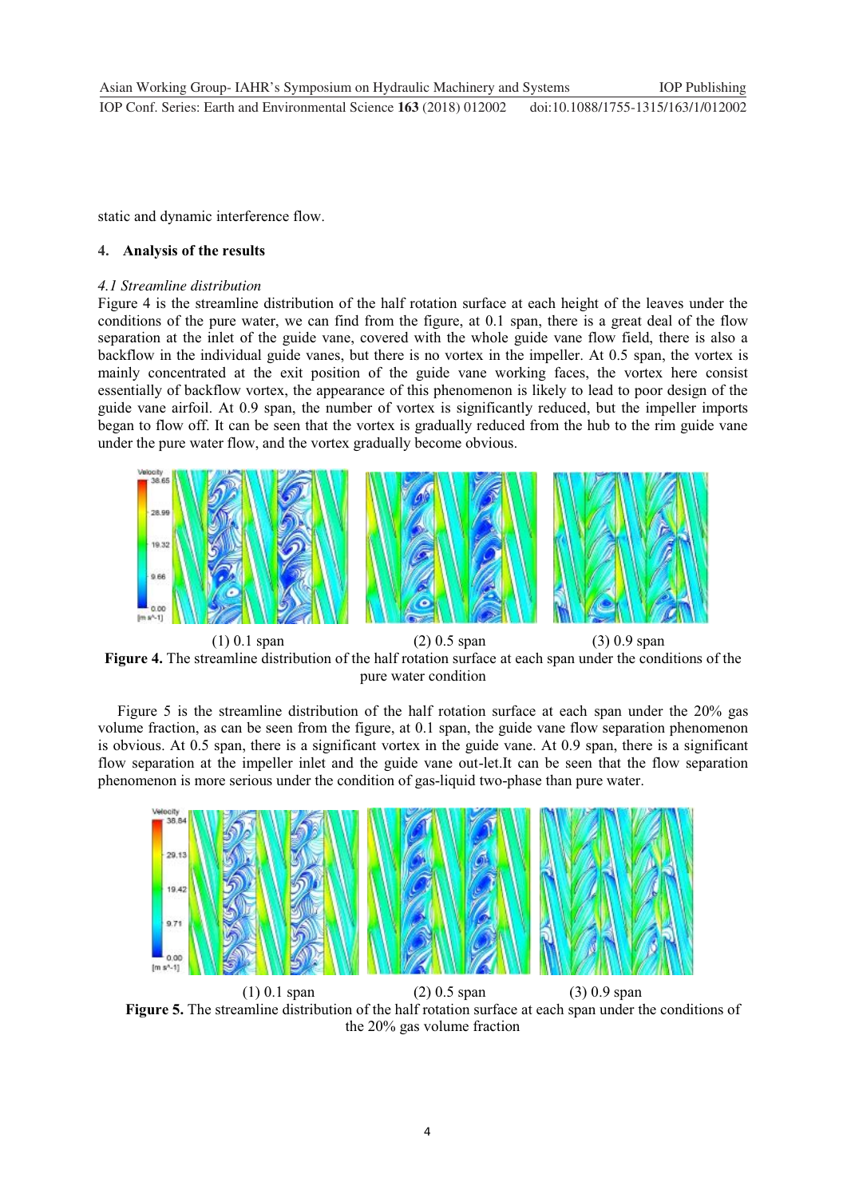static and dynamic interference flow.

## 4. Analysis of the results

### *4.1 Streamline distribution*

Figure 4 is the streamline distribution of the half rotation surface at each height of the leaves under the conditions of the pure water, we can find from the figure, at 0.1 span, there is a great deal of the flow separation at the inlet of the guide vane, covered with the whole guide vane flow field, there is also a backflow in the individual guide vanes, but there is no vortex in the impeller. At 0.5 span, the vortex is mainly concentrated at the exit position of the guide vane working faces, the vortex here consist essentially of backflow vortex, the appearance of this phenomenon is likely to lead to poor design of the guide vane airfoil. At 0.9 span, the number of vortex is significantly reduced, but the impeller imports began to flow off. It can be seen that the vortex is gradually reduced from the hub to the rim guide vane under the pure water flow, and the vortex gradually become obvious.

(1) 0.1 span (2) 0.5 span (3) 0.9 span

**Figure 4.** The streamline distribution of the half rotation surface at each span under the conditions of the pure water condition

Figure 5 is the streamline distribution of the half rotation surface at each span under the 20% gas volume fraction, as can be seen from the figure, at 0.1 span, the guide vane flow separation phenomenon is obvious. At 0.5 span, there is a significant vortex in the guide vane. At 0.9 span, there is a significant flow separation at the impeller inlet and the guide vane out-let.It can be seen that the flow separation phenomenon is more serious under the condition of gas-liquid two-phase than pure water.

(1) 0.1 span (2) 0.5 span (3) 0.9 span

**Figure 5.** The streamline distribution of the half rotation surface at each span under the conditions of the 20% gas volume fraction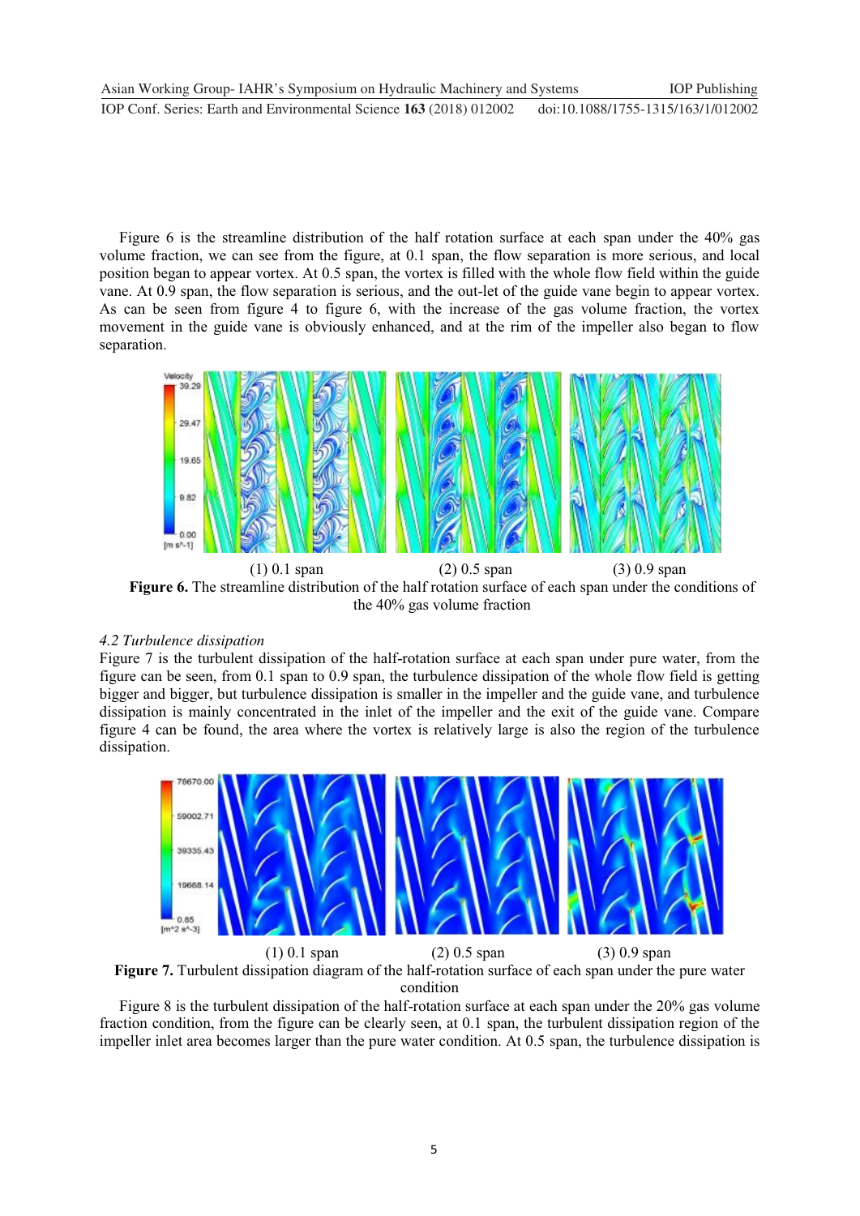Figure 6 is the streamline distribution of the half rotation surface at each span under the 40% gas volume fraction, we can see from the figure, at 0.1 span, the flow separation is more serious, and local position began to appear vortex. At 0.5 span, the vortex is filled with the whole flow field within the guide vane. At 0.9 span, the flow separation is serious, and the out-let of the guide vane begin to appear vortex. As can be seen from figure 4 to figure 6, with the increase of the gas volume fraction, the vortex movement in the guide vane is obviously enhanced, and at the rim of the impeller also began to flow separation.

(1) 0.1 span (2) 0.5 span (3) 0.9 span

**Figure 6.** The streamline distribution of the half rotation surface of each span under the conditions of the 40% gas volume fraction

*4.2 Turbulence dissipation*

Figure 7 is the turbulent dissipation of the half-rotation surface at each span under pure water, from the figure can be seen, from 0.1 span to 0.9 span, the turbulence dissipation of the whole flow field is getting bigger and bigger, but turbulence dissipation is smaller in the impeller and the guide vane, and turbulence dissipation is mainly concentrated in the inlet of the impeller and the exit of the guide vane. Compare figure 4 can be found, the area where the vortex is relatively large is also the region of the turbulence dissipation.

(1) 0.1 span (2) 0.5 span (3) 0.9 span

**Figure 7.** Turbulent dissipation diagram of the half-rotation surface of each span under the pure water condition

Figure 8 is the turbulent dissipation of the half-rotation surface at each span under the 20% gas volume fraction condition, from the figure can be clearly seen, at 0.1 span, the turbulent dissipation region of the impeller inlet area becomes larger than the pure water condition. At 0.5 span, the turbulence dissipation is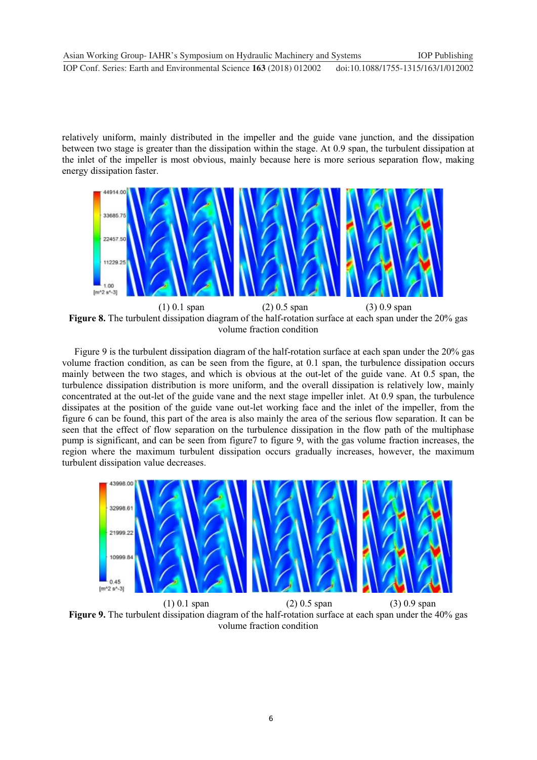relatively uniform, mainly distributed in the impeller and the guide vane junction, and the dissipation between two stage is greater than the dissipation within the stage. At 0.9 span, the turbulent dissipation at the inlet of the impeller is most obvious, mainly because here is more serious separation flow, making energy dissipation faster.

(1) 0.1 span (2) 0.5 span (3) 0.9 span

**Figure 8.** The turbulent dissipation diagram of the half-rotation surface at each span under the 20% gas volume fraction condition

Figure 9 is the turbulent dissipation diagram of the half-rotation surface at each span under the 20% gas volume fraction condition, as can be seen from the figure, at 0.1 span, the turbulence dissipation occurs mainly between the two stages, and which is obvious at the out-let of the guide vane. At 0.5 span, the turbulence dissipation distribution is more uniform, and the overall dissipation is relatively low, mainly concentrated at the out-let of the guide vane and the next stage impeller inlet. At 0.9 span, the turbulence dissipates at the position of the guide vane out-let working face and the inlet of the impeller, from the figure 6 can be found, this part of the area is also mainly the area of the serious flow separation. It can be seen that the effect of flow separation on the turbulence dissipation in the flow path of the multiphase pump is significant, and can be seen from figure7 to figure 9, with the gas volume fraction increases, the region where the maximum turbulent dissipation occurs gradually increases, however, the maximum turbulent dissipation value decreases.

(1) 0.1 span (2) 0.5 span (3) 0.9 span

**Figure 9.** The turbulent dissipation diagram of the half-rotation surface at each span under the 40% gas volume fraction condition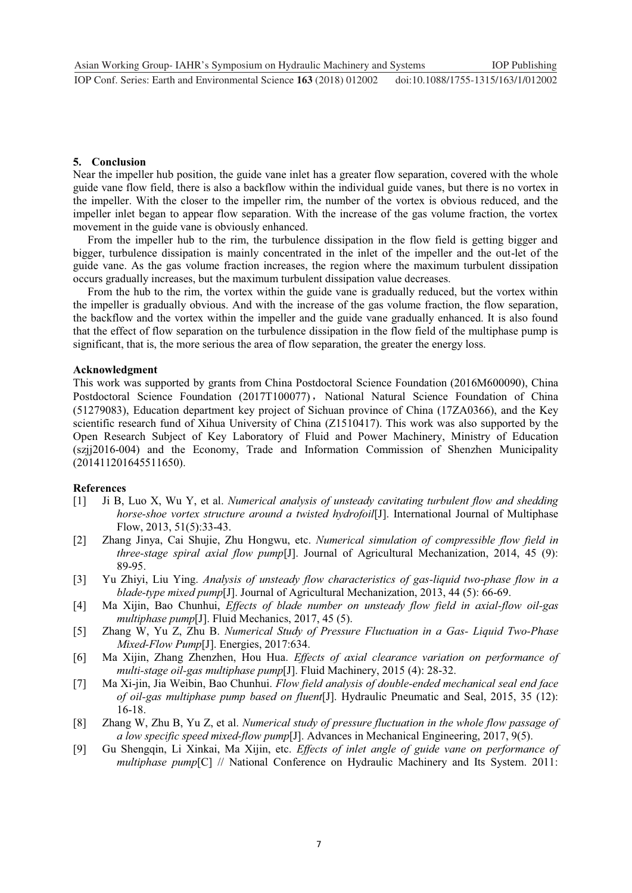## 5. Conclusion

Near the impeller hub position, the guide vane inlet has a greater flow separation, covered with the whole guide vane flow field, there is also a backflow within the individual guide vanes, but there is no vortex in the impeller. With the closer to the impeller rim, the number of the vortex is obvious reduced, and the impeller inlet began to appear flow separation. With the increase of the gas volume fraction, the vortex movement in the guide vane is obviously enhanced.

From the impeller hub to the rim, the turbulence dissipation in the flow field is getting bigger and bigger, turbulence dissipation is mainly concentrated in the inlet of the impeller and the out-let of the guide vane. As the gas volume fraction increases, the region where the maximum turbulent dissipation occurs gradually increases, but the maximum turbulent dissipation value decreases.

From the hub to the rim, the vortex within the guide vane is gradually reduced, but the vortex within the impeller is gradually obvious. And with the increase of the gas volume fraction, the flow separation, the backflow and the vortex within the impeller and the guide vane gradually enhanced. It is also found that the effect of flow separation on the turbulence dissipation in the flow field of the multiphase pump is significant, that is, the more serious the area of flow separation, the greater the energy loss.

## Acknowledgment

This work was supported by grants from China Postdoctoral Science Foundation (2016M600090), China Postdoctoral Science Foundation (2017T100077)，National Natural Science Foundation of China (51279083), Education department key project of Sichuan province of China (17ZA0366), and the Key scientific research fund of Xihua University of China (Z1510417). This work was also supported by the Open Research Subject of Key Laboratory of Fluid and Power Machinery, Ministry of Education (szjj2016-004) and the Economy, Trade and Information Commission of Shenzhen Municipality (201411201645511650).

## References

[1] Ji B, Luo X, Wu Y, et al. *Numerical analysis of unsteady cavitating turbulent flow and shedding horse-shoe vortex structure around a twisted hydrofoil*[J]. International Journal of Multiphase Flow, 2013, 51(5):33-43.

[2] Zhang Jinya, Cai Shujie, Zhu Hongwu, etc. *Numerical simulation of compressible flow field in three-stage spiral axial flow pump*[J]. Journal of Agricultural Mechanization, 2014, 45 (9): 89-95.

[3] Yu Zhiyi, Liu Ying. *Analysis of unsteady flow characteristics of gas-liquid two-phase flow in a blade-type mixed pump*[J]. Journal of Agricultural Mechanization, 2013, 44 (5): 66-69.

[4] Ma Xijin, Bao Chunhui, *Effects of blade number on unsteady flow field in axial-flow oil-gas multiphase pump*[J]. Fluid Mechanics, 2017, 45 (5).

[5] Zhang W, Yu Z, Zhu B. *Numerical Study of Pressure Fluctuation in a Gas- Liquid Two-Phase Mixed-Flow Pump*[J]. Energies, 2017:634.

[6] Ma Xijin, Zhang Zhenzhen, Hou Hua. *Effects of axial clearance variation on performance of multi-stage oil-gas multiphase pump*[J]. Fluid Machinery, 2015 (4): 28-32.

[7] Ma Xi-jin, Jia Weibin, Bao Chunhui. *Flow field analysis of double-ended mechanical seal end face of oil-gas multiphase pump based on fluent*[J]. Hydraulic Pneumatic and Seal, 2015, 35 (12): 16-18.

[8] Zhang W, Zhu B, Yu Z, et al. *Numerical study of pressure fluctuation in the whole flow passage of a low specific speed mixed-flow pump*[J]. Advances in Mechanical Engineering, 2017, 9(5).

[9] Gu Shengqin, Li Xinkai, Ma Xijin, etc. *Effects of inlet angle of guide vane on performance of multiphase pump*[C] // National Conference on Hydraulic Machinery and Its System. 2011: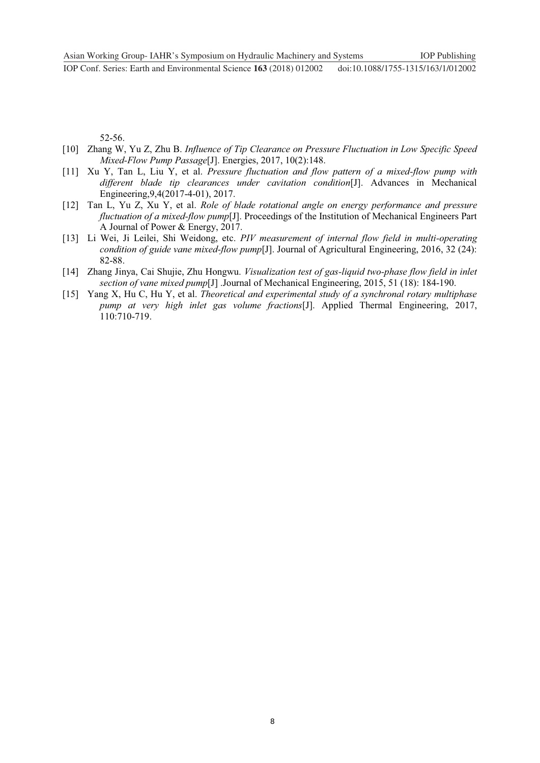52-56.

[10] Zhang W, Yu Z, Zhu B. *Influence of Tip Clearance on Pressure Fluctuation in Low Specific Speed Mixed-Flow Pump Passage*[J]. Energies, 2017, 10(2):148.

[11] Xu Y, Tan L, Liu Y, et al. *Pressure fluctuation and flow pattern of a mixed-flow pump with different blade tip clearances under cavitation condition*[J]. Advances in Mechanical Engineering,9,4(2017-4-01), 2017.

[12] Tan L, Yu Z, Xu Y, et al. *Role of blade rotational angle on energy performance and pressure fluctuation of a mixed-flow pump*[J]. Proceedings of the Institution of Mechanical Engineers Part A Journal of Power & Energy, 2017.

[13] Li Wei, Ji Leilei, Shi Weidong, etc. *PIV measurement of internal flow field in multi-operating condition of guide vane mixed-flow pump*[J]. Journal of Agricultural Engineering, 2016, 32 (24): 82-88.

[14] Zhang Jinya, Cai Shujie, Zhu Hongwu. *Visualization test of gas-liquid two-phase flow field in inlet section of vane mixed pump*[J] .Journal of Mechanical Engineering, 2015, 51 (18): 184-190.

[15] Yang X, Hu C, Hu Y, et al. *Theoretical and experimental study of a synchronal rotary multiphase pump at very high inlet gas volume fractions*[J]. Applied Thermal Engineering, 2017, 110:710-719.